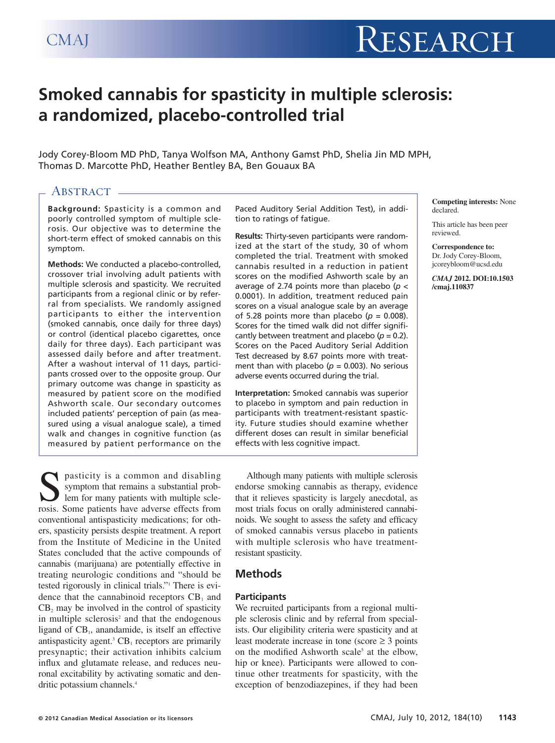# Smoked cannabis for spasticity in multiple sclerosis: a randomized, placebo-controlled trial

Jody Corey-Bloom MD PhD, Tanya Wolfson MA, Anthony Gamst PhD, Shelia Jin MD MPH, Thomas D. Marcotte PhD, Heather Bentley BA, Ben Gouaux BA

## Abstract

**Background:** Spasticity is a common and poorly controlled symptom of multiple sclerosis. Our objective was to determine the short-term effect of smoked cannabis on this symptom.

**Methods:** We conducted a placebo-controlled, crossover trial involving adult patients with multiple sclerosis and spasticity. We recruited participants from a regional clinic or by referral from specialists. We randomly assigned participants to either the intervention (smoked cannabis, once daily for three days) or control (identical placebo cigarettes, once daily for three days). Each participant was assessed daily before and after treatment. After a washout interval of 11 days, participants crossed over to the opposite group. Our primary outcome was change in spasticity as measured by patient score on the modified Ashworth scale. Our secondary outcomes included patients' perception of pain (as measured using a visual analogue scale), a timed walk and changes in cognitive function (as measured by patient performance on the Paced Auditory Serial Addition Test), in addition to ratings of fatigue.

**Results:** Thirty-seven participants were randomized at the start of the study, 30 of whom completed the trial. Treatment with smoked cannabis resulted in a reduction in patient scores on the modified Ashworth scale by an average of 2.74 points more than placebo ($p < 0.0001$). In addition, treatment reduced pain scores on a visual analogue scale by an average of 5.28 points more than placebo ($p = 0.008$). Scores for the timed walk did not differ significantly between treatment and placebo ($p = 0.2$). Scores on the Paced Auditory Serial Addition Test decreased by 8.67 points more with treatment than with placebo ($p = 0.003$). No serious adverse events occurred during the trial.

**Interpretation:** Smoked cannabis was superior to placebo in symptom and pain reduction in participants with treatment-resistant spasticity. Future studies should examine whether different doses can result in similar beneficial effects with less cognitive impact.

**Competing interests:** None declared.

This article has been peer reviewed.

**Correspondence to:** Dr. Jody Corey-Bloom, jcoreybloom@ucsd.edu

***CMAJ* 2012. DOI:10.1503/cmaj.110837**

Spasticity is a common and disabling symptom that remains a substantial problem for many patients with multiple sclerosis. Some patients have adverse effects from conventional antispasticity medications; for others, spasticity persists despite treatment. A report from the Institute of Medicine in the United States concluded that the active compounds of cannabis (marijuana) are potentially effective in treating neurologic conditions and "should be tested rigorously in clinical trials."[1] There is evidence that the cannabinoid receptors $CB_1$ and $CB_2$ may be involved in the control of spasticity in multiple sclerosis[2] and that the endogenous ligand of $CB_1$, anandamide, is itself an effective antispasticity agent.[3] $CB_1$ receptors are primarily presynaptic; their activation inhibits calcium influx and glutamate release, and reduces neuronal excitability by activating somatic and dendritic potassium channels.[4]

Although many patients with multiple sclerosis endorse smoking cannabis as therapy, evidence that it relieves spasticity is largely anecdotal, as most trials focus on orally administered cannabinoids. We sought to assess the safety and efficacy of smoked cannabis versus placebo in patients with multiple sclerosis who have treatment-resistant spasticity.

## Methods

### Participants

We recruited participants from a regional multiple sclerosis clinic and by referral from specialists. Our eligibility criteria were spasticity and at least moderate increase in tone (score ≥ 3 points on the modified Ashworth scale[5] at the elbow, hip or knee). Participants were allowed to continue other treatments for spasticity, with the exception of benzodiazepines, if they had been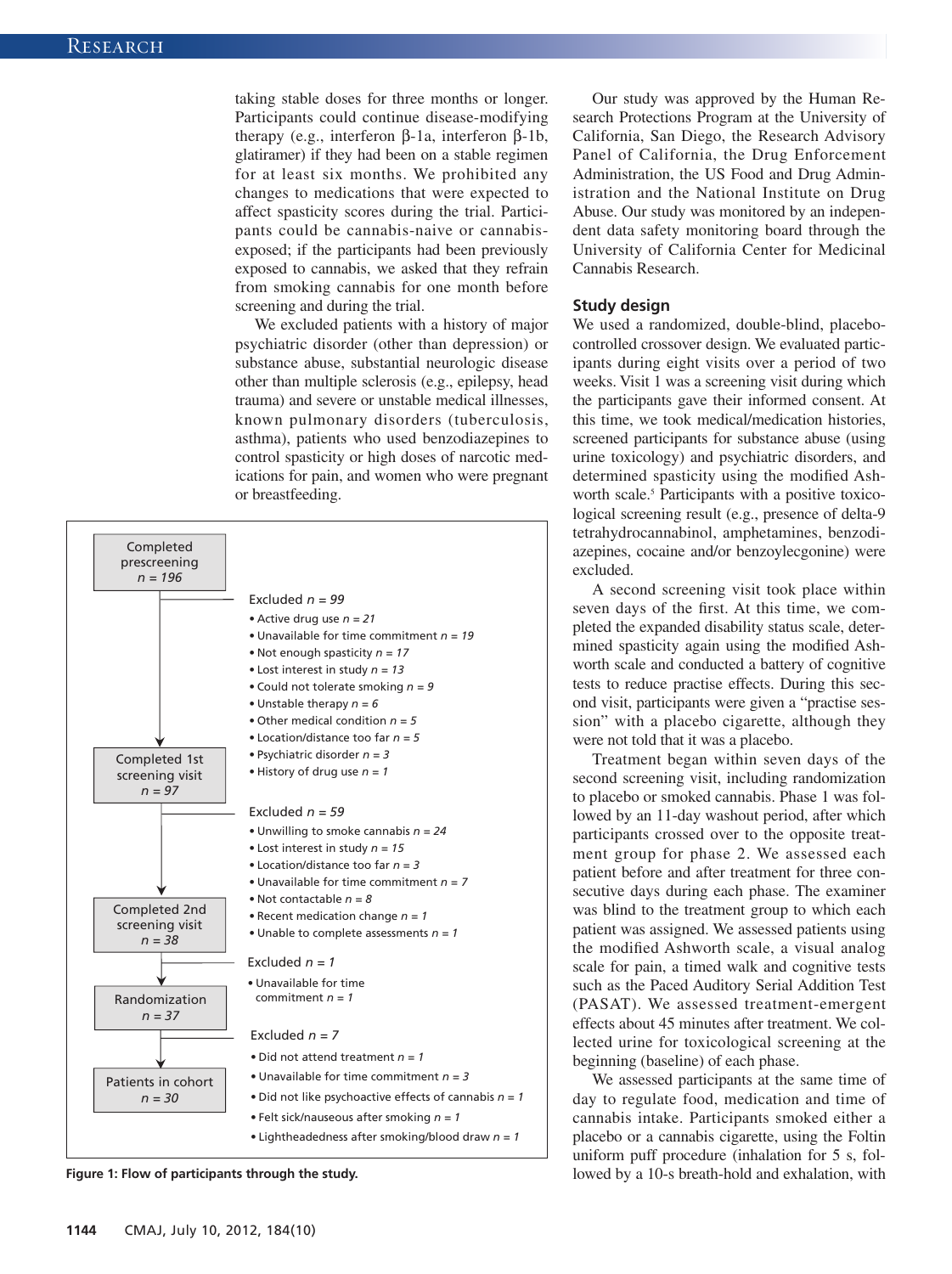taking stable doses for three months or longer. Participants could continue disease-modifying therapy (e.g., interferon β-1a, interferon β-1b, glatiramer) if they had been on a stable regimen for at least six months. We prohibited any changes to medications that were expected to affect spasticity scores during the trial. Participants could be cannabis-naive or cannabis-exposed; if the participants had been previously exposed to cannabis, we asked that they refrain from smoking cannabis for one month before screening and during the trial.

We excluded patients with a history of major psychiatric disorder (other than depression) or substance abuse, substantial neurologic disease other than multiple sclerosis (e.g., epilepsy, head trauma) and severe or unstable medical illnesses, known pulmonary disorders (tuberculosis, asthma), patients who used benzodiazepines to control spasticity or high doses of narcotic medications for pain, and women who were pregnant or breastfeeding.

Completed prescreening *n = 196*

Excluded *n = 99*
- Active drug use *n = 21*
- Unavailable for time commitment *n = 19*
- Not enough spasticity *n = 17*
- Lost interest in study *n = 13*
- Could not tolerate smoking *n = 9*
- Unstable therapy *n = 6*
- Other medical condition *n = 5*
- Location/distance too far *n = 5*
- Psychiatric disorder *n = 3*
- History of drug use *n = 1*

Completed 1st screening visit *n = 97*

Excluded *n = 59*
- Unwilling to smoke cannabis *n = 24*
- Lost interest in study *n = 15*
- Location/distance too far *n = 3*
- Unavailable for time commitment *n = 7*
- Not contactable *n = 8*
- Recent medication change *n = 1*
- Unable to complete assessments *n = 1*

Completed 2nd screening visit *n = 38*

Excluded *n = 1*
- Unavailable for time commitment *n = 1*

Randomization *n = 37*

Excluded *n = 7*
- Did not attend treatment *n = 1*
- Unavailable for time commitment *n = 3*
- Did not like psychoactive effects of cannabis *n = 1*
- Felt sick/nauseous after smoking *n = 1*
- Lightheadedness after smoking/blood draw *n = 1*

Patients in cohort *n = 30*

**Figure 1: Flow of participants through the study.**

Our study was approved by the Human Research Protections Program at the University of California, San Diego, the Research Advisory Panel of California, the Drug Enforcement Administration, the US Food and Drug Administration and the National Institute on Drug Abuse. Our study was monitored by an independent data safety monitoring board through the University of California Center for Medicinal Cannabis Research.

### Study design

We used a randomized, double-blind, placebo-controlled crossover design. We evaluated participants during eight visits over a period of two weeks. Visit 1 was a screening visit during which the participants gave their informed consent. At this time, we took medical/medication histories, screened participants for substance abuse (using urine toxicology) and psychiatric disorders, and determined spasticity using the modified Ashworth scale.[5] Participants with a positive toxicological screening result (e.g., presence of delta-9 tetrahydrocannabinol, amphetamines, benzodiazepines, cocaine and/or benzoylecgonine) were excluded.

A second screening visit took place within seven days of the first. At this time, we completed the expanded disability status scale, determined spasticity again using the modified Ashworth scale and conducted a battery of cognitive tests to reduce practise effects. During this second visit, participants were given a "practise session" with a placebo cigarette, although they were not told that it was a placebo.

Treatment began within seven days of the second screening visit, including randomization to placebo or smoked cannabis. Phase 1 was followed by an 11-day washout period, after which participants crossed over to the opposite treatment group for phase 2. We assessed each patient before and after treatment for three consecutive days during each phase. The examiner was blind to the treatment group to which each patient was assigned. We assessed patients using the modified Ashworth scale, a visual analog scale for pain, a timed walk and cognitive tests such as the Paced Auditory Serial Addition Test (PASAT). We assessed treatment-emergent effects about 45 minutes after treatment. We collected urine for toxicological screening at the beginning (baseline) of each phase.

We assessed participants at the same time of day to regulate food, medication and time of cannabis intake. Participants smoked either a placebo or a cannabis cigarette, using the Foltin uniform puff procedure (inhalation for 5 s, followed by a 10-s breath-hold and exhalation, with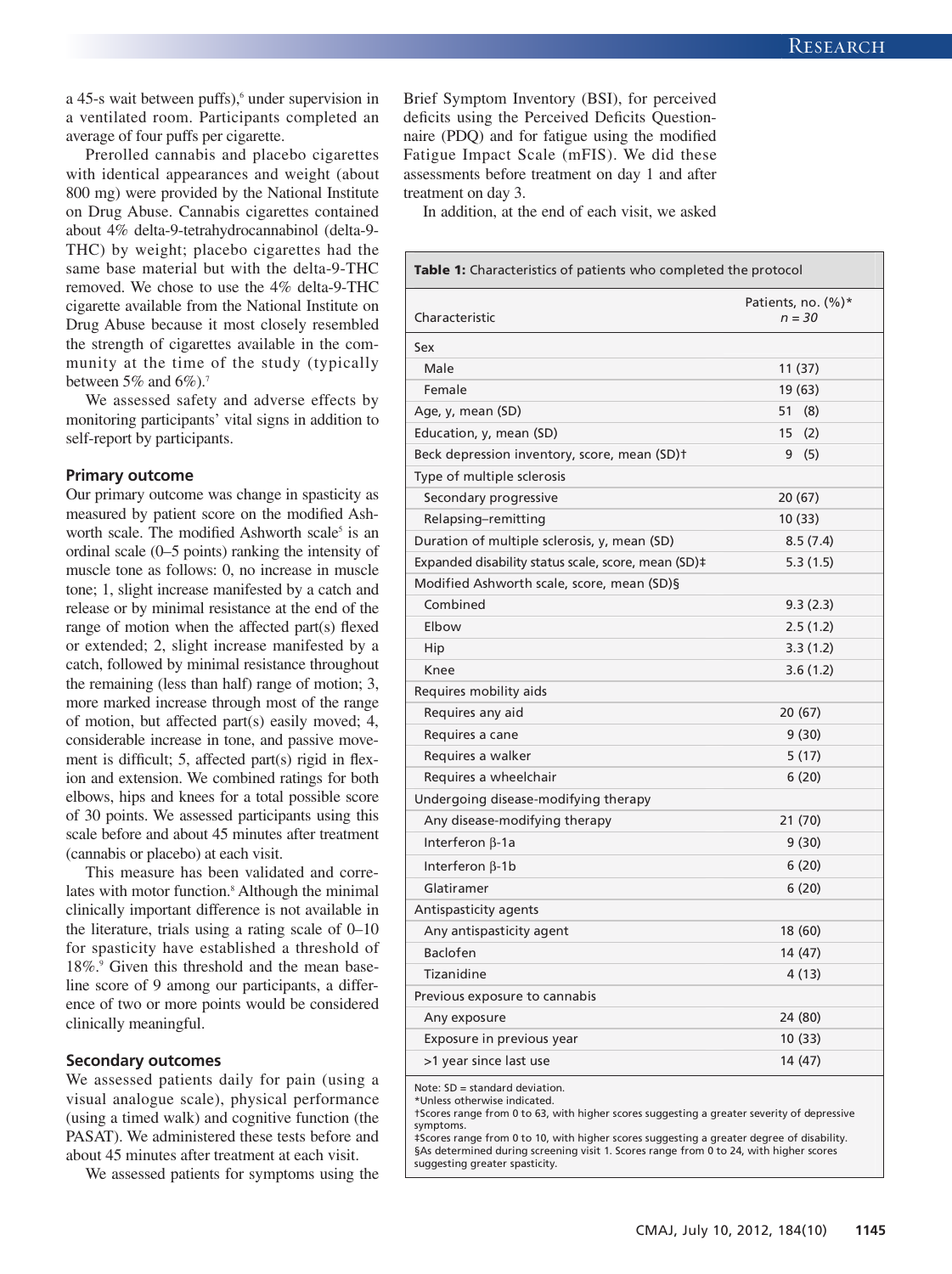a 45-s wait between puffs),[6] under supervision in a ventilated room. Participants completed an average of four puffs per cigarette.

Prerolled cannabis and placebo cigarettes with identical appearances and weight (about 800 mg) were provided by the National Institute on Drug Abuse. Cannabis cigarettes contained about 4% delta-9-tetrahydrocannabinol (delta-9-THC) by weight; placebo cigarettes had the same base material but with the delta-9-THC removed. We chose to use the 4% delta-9-THC cigarette available from the National Institute on Drug Abuse because it most closely resembled the strength of cigarettes available in the community at the time of the study (typically between 5% and 6%).[7]

We assessed safety and adverse effects by monitoring participants' vital signs in addition to self-report by participants.

### Primary outcome

Our primary outcome was change in spasticity as measured by patient score on the modified Ashworth scale. The modified Ashworth scale[5] is an ordinal scale (0–5 points) ranking the intensity of muscle tone as follows: 0, no increase in muscle tone; 1, slight increase manifested by a catch and release or by minimal resistance at the end of the range of motion when the affected part(s) flexed or extended; 2, slight increase manifested by a catch, followed by minimal resistance throughout the remaining (less than half) range of motion; 3, more marked increase through most of the range of motion, but affected part(s) easily moved; 4, considerable increase in tone, and passive movement is difficult; 5, affected part(s) rigid in flexion and extension. We combined ratings for both elbows, hips and knees for a total possible score of 30 points. We assessed participants using this scale before and about 45 minutes after treatment (cannabis or placebo) at each visit.

This measure has been validated and correlates with motor function.[8] Although the minimal clinically important difference is not available in the literature, trials using a rating scale of 0–10 for spasticity have established a threshold of 18%.[9] Given this threshold and the mean baseline score of 9 among our participants, a difference of two or more points would be considered clinically meaningful.

### Secondary outcomes

We assessed patients daily for pain (using a visual analogue scale), physical performance (using a timed walk) and cognitive function (the PASAT). We administered these tests before and about 45 minutes after treatment at each visit.

We assessed patients for symptoms using the Brief Symptom Inventory (BSI), for perceived deficits using the Perceived Deficits Questionnaire (PDQ) and for fatigue using the modified Fatigue Impact Scale (mFIS). We did these assessments before treatment on day 1 and after treatment on day 3.

In addition, at the end of each visit, we asked

**Table 1:** Characteristics of patients who completed the protocol

| Characteristic | Patients, no. (%)* $n = 30$ |
|---|---|
| Sex | |
| Male | 11 (37) |
| Female | 19 (63) |
| Age, y, mean (SD) | 51 (8) |
| Education, y, mean (SD) | 15 (2) |
| Beck depression inventory, score, mean (SD)† | 9 (5) |
| Type of multiple sclerosis | |
| Secondary progressive | 20 (67) |
| Relapsing–remitting | 10 (33) |
| Duration of multiple sclerosis, y, mean (SD) | 8.5 (7.4) |
| Expanded disability status scale, score, mean (SD)‡ | 5.3 (1.5) |
| Modified Ashworth scale, score, mean (SD)§ | |
| Combined | 9.3 (2.3) |
| Elbow | 2.5 (1.2) |
| Hip | 3.3 (1.2) |
| Knee | 3.6 (1.2) |
| Requires mobility aids | |
| Requires any aid | 20 (67) |
| Requires a cane | 9 (30) |
| Requires a walker | 5 (17) |
| Requires a wheelchair | 6 (20) |
| Undergoing disease-modifying therapy | |
| Any disease-modifying therapy | 21 (70) |
| Interferon β-1a | 9 (30) |
| Interferon β-1b | 6 (20) |
| Glatiramer | 6 (20) |
| Antispasticity agents | |
| Any antispasticity agent | 18 (60) |
| Baclofen | 14 (47) |
| Tizanidine | 4 (13) |
| Previous exposure to cannabis | |
| Any exposure | 24 (80) |
| Exposure in previous year | 10 (33) |
| >1 year since last use | 14 (47) |

Note: SD = standard deviation.
*Unless otherwise indicated.
†Scores range from 0 to 63, with higher scores suggesting a greater severity of depressive symptoms.
‡Scores range from 0 to 10, with higher scores suggesting a greater degree of disability.
§As determined during screening visit 1. Scores range from 0 to 24, with higher scores suggesting greater spasticity.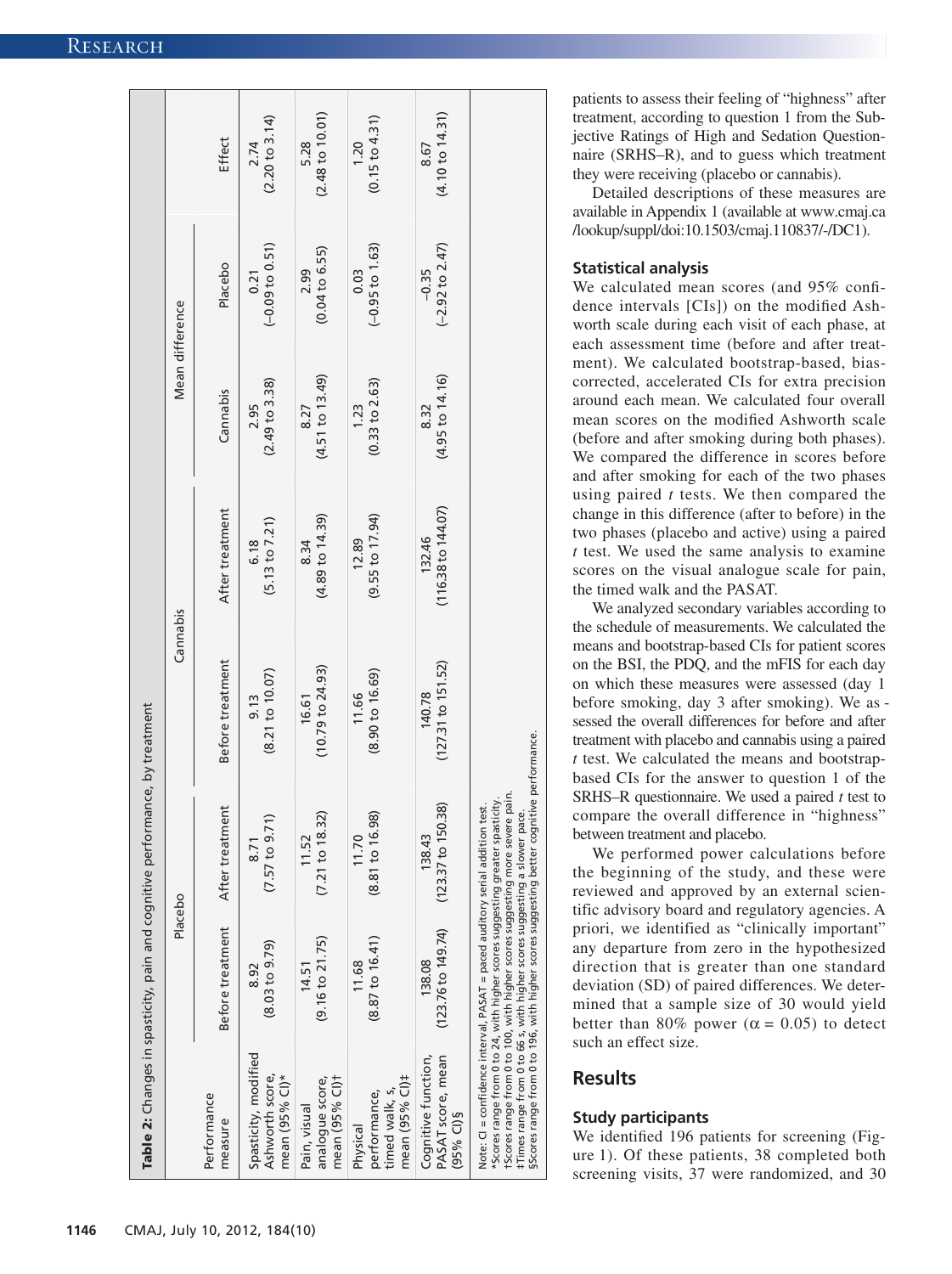**Table 2:** Changes in spasticity, pain and cognitive performance, by treatment

| Performance measure | Placebo | | Cannabis | | Mean difference | | Effect |
|---|---|---|---|---|---|---|---|
| | Before treatment | After treatment | Before treatment | After treatment | Cannabis | Placebo | |
| Spasticity, modified Ashworth score, mean (95% CI)* | 8.92 (8.03 to 9.79) | 8.71 (7.57 to 9.71) | 9.13 (8.21 to 10.07) | 6.18 (5.13 to 7.21) | 2.95 (2.49 to 3.38) | 0.21 (−0.09 to 0.51) | 2.74 (2.20 to 3.14) |
| Pain, visual analogue score, mean (95% CI)† | 14.51 (9.16 to 21.75) | 11.52 (7.21 to 18.32) | 16.61 (10.79 to 24.93) | 8.34 (4.89 to 14.39) | 8.27 (4.51 to 13.49) | 2.99 (0.04 to 6.55) | 5.28 (2.48 to 10.01) |
| Physical performance, timed walk, s, mean (95% CI)‡ | 11.68 (8.87 to 16.41) | 11.70 (8.81 to 16.98) | 11.66 (8.90 to 16.69) | 12.89 (9.55 to 17.94) | 1.23 (0.33 to 2.63) | 0.03 (−0.95 to 1.63) | 1.20 (0.15 to 4.31) |
| Cognitive function, PASAT score, mean (95% CI)§ | 138.08 (123.76 to 149.74) | 138.43 (123.37 to 150.38) | 140.78 (127.31 to 151.52) | 132.46 (116.38 to 144.07) | 8.32 (4.95 to 14.16) | −0.35 (−2.92 to 2.47) | 8.67 (4.10 to 14.31) |

Note: CI = confidence interval, PASAT = paced auditory serial addition test.
*Scores range from 0 to 24, with higher scores suggesting greater spasticity.
†Scores range from 0 to 100, with higher scores suggesting more severe pain.
‡Times range from 0 to 66 s, with higher scores suggesting a slower pace.
§Scores range from 0 to 196, with higher scores suggesting better cognitive performance.

patients to assess their feeling of "highness" after treatment, according to question 1 from the Subjective Ratings of High and Sedation Questionnaire (SRHS–R), and to guess which treatment they were receiving (placebo or cannabis).

Detailed descriptions of these measures are available in Appendix 1 (available at www.cmaj.ca/lookup/suppl/doi:10.1503/cmaj.110837/-/DC1).

### Statistical analysis

We calculated mean scores (and 95% confidence intervals [CIs]) on the modified Ashworth scale during each visit of each phase, at each assessment time (before and after treatment). We calculated bootstrap-based, bias-corrected, accelerated CIs for extra precision around each mean. We calculated four overall mean scores on the modified Ashworth scale (before and after smoking during both phases). We compared the difference in scores before and after smoking for each of the two phases using paired $t$ tests. We then compared the change in this difference (after to before) in the two phases (placebo and active) using a paired $t$ test. We used the same analysis to examine scores on the visual analogue scale for pain, the timed walk and the PASAT.

We analyzed secondary variables according to the schedule of measurements. We calculated the means and bootstrap-based CIs for patient scores on the BSI, the PDQ, and the mFIS for each day on which these measures were assessed (day 1 before smoking, day 3 after smoking). We assessed the overall differences for before and after treatment with placebo and cannabis using a paired $t$ test. We calculated the means and bootstrap-based CIs for the answer to question 1 of the SRHS–R questionnaire. We used a paired $t$ test to compare the overall difference in "highness" between treatment and placebo.

We performed power calculations before the beginning of the study, and these were reviewed and approved by an external scientific advisory board and regulatory agencies. A priori, we identified as "clinically important" any departure from zero in the hypothesized direction that is greater than one standard deviation (SD) of paired differences. We determined that a sample size of 30 would yield better than 80% power ($\alpha = 0.05$) to detect such an effect size.

## Results

### Study participants

We identified 196 patients for screening (Figure 1). Of these patients, 38 completed both screening visits, 37 were randomized, and 30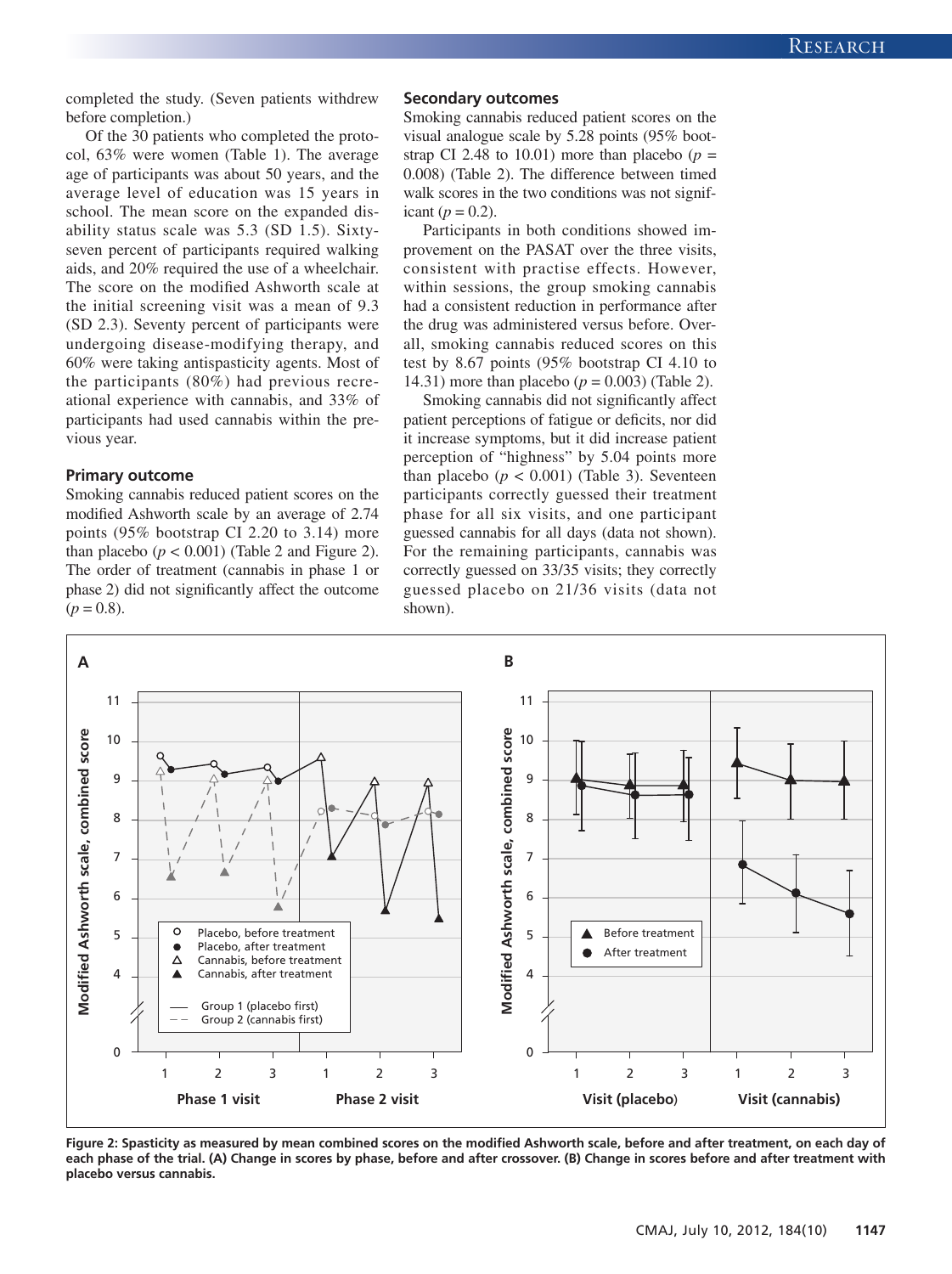completed the study. (Seven patients withdrew before completion.)

Of the 30 patients who completed the protocol, 63% were women (Table 1). The average age of participants was about 50 years, and the average level of education was 15 years in school. The mean score on the expanded disability status scale was 5.3 (SD 1.5). Sixty-seven percent of participants required walking aids, and 20% required the use of a wheelchair. The score on the modified Ashworth scale at the initial screening visit was a mean of 9.3 (SD 2.3). Seventy percent of participants were undergoing disease-modifying therapy, and 60% were taking antispasticity agents. Most of the participants (80%) had previous recreational experience with cannabis, and 33% of participants had used cannabis within the previous year.

### Primary outcome

Smoking cannabis reduced patient scores on the modified Ashworth scale by an average of 2.74 points (95% bootstrap CI 2.20 to 3.14) more than placebo ($p < 0.001$) (Table 2 and Figure 2). The order of treatment (cannabis in phase 1 or phase 2) did not significantly affect the outcome ($p = 0.8$).

### Secondary outcomes

Smoking cannabis reduced patient scores on the visual analogue scale by 5.28 points (95% bootstrap CI 2.48 to 10.01) more than placebo ($p = 0.008$) (Table 2). The difference between timed walk scores in the two conditions was not significant ($p = 0.2$).

Participants in both conditions showed improvement on the PASAT over the three visits, consistent with practise effects. However, within sessions, the group smoking cannabis had a consistent reduction in performance after the drug was administered versus before. Overall, smoking cannabis reduced scores on this test by 8.67 points (95% bootstrap CI 4.10 to 14.31) more than placebo ($p = 0.003$) (Table 2).

Smoking cannabis did not significantly affect patient perceptions of fatigue or deficits, nor did it increase symptoms, but it did increase patient perception of "highness" by 5.04 points more than placebo ($p < 0.001$) (Table 3). Seventeen participants correctly guessed their treatment phase for all six visits, and one participant guessed cannabis for all days (data not shown). For the remaining participants, cannabis was correctly guessed on 33/35 visits; they correctly guessed placebo on 21/36 visits (data not shown).

**Figure 2: Spasticity as measured by mean combined scores on the modified Ashworth scale, before and after treatment, on each day of each phase of the trial. (A) Change in scores by phase, before and after crossover. (B) Change in scores before and after treatment with placebo versus cannabis.**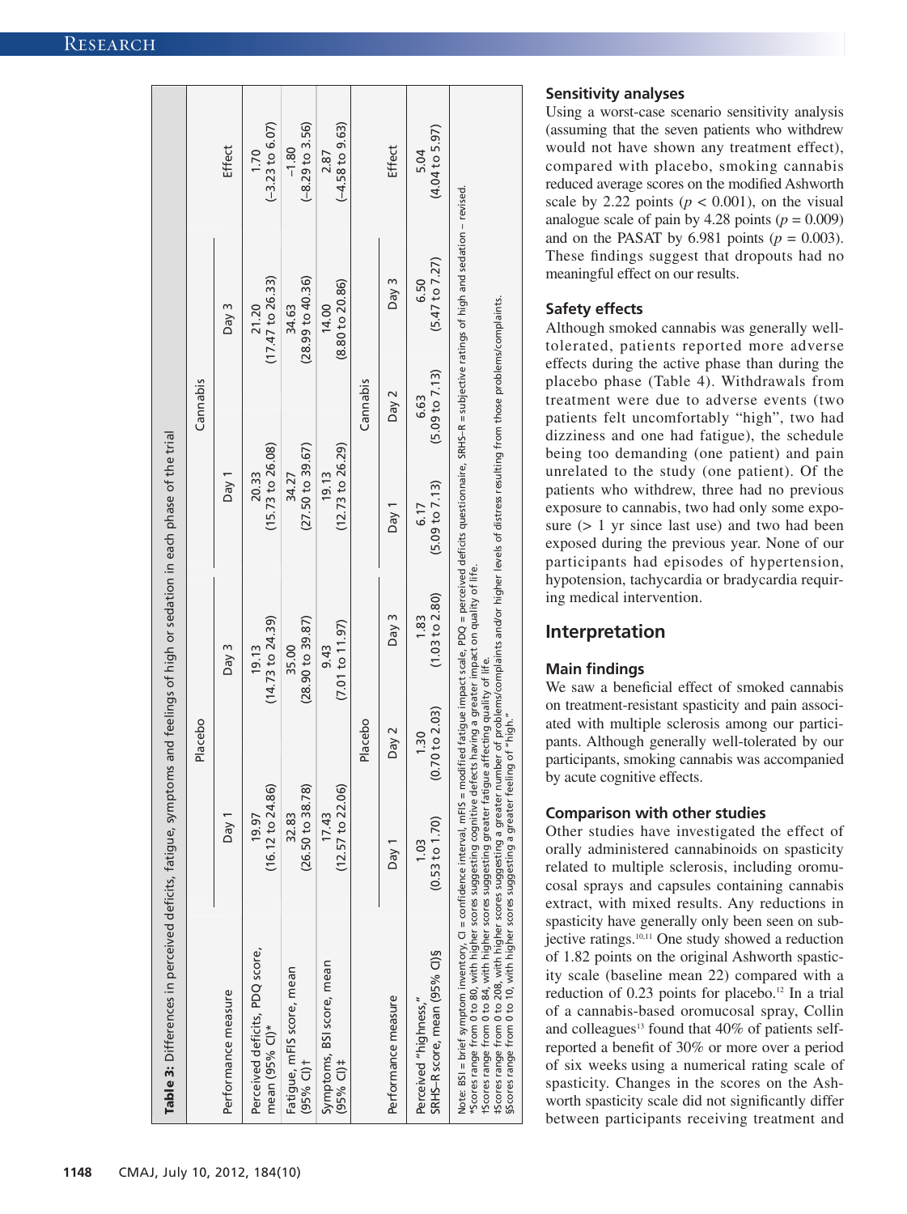**Table 3:** Differences in perceived deficits, fatigue, symptoms and feelings of high or sedation in each phase of the trial

| Performance measure | Placebo | | | Cannabis | | | Effect |
|---|---|---|---|---|---|---|---|
| | Day 1 | | Day 3 | Day 1 | | Day 3 | |
| Perceived deficits, PDQ score, mean (95% CI)* | 19.97 (16.12 to 24.86) | | 19.13 (14.73 to 24.39) | 20.33 (15.73 to 26.08) | | 21.20 (17.47 to 26.33) | 1.70 (−3.23 to 6.07) |
| Fatigue, mFIS score, mean (95% CI)† | 32.83 (26.50 to 38.78) | | 35.00 (28.90 to 39.87) | 34.27 (27.50 to 39.67) | | 34.63 (28.99 to 40.36) | −1.80 (−8.29 to 3.56) |
| Symptoms, BSI score, mean (95% CI)‡ | 17.43 (12.57 to 22.06) | | 9.43 (7.01 to 11.97) | 19.13 (12.73 to 26.29) | | 14.00 (8.80 to 20.86) | 2.87 (−4.58 to 9.63) |
| Performance measure | Placebo | | | Cannabis | | | Effect |
| | Day 1 | Day 2 | Day 3 | Day 1 | Day 2 | Day 3 | |
| Perceived "highness," SRHS–R score, mean (95% CI)§ | 1.03 (0.53 to 1.70) | 1.30 (0.70 to 2.03) | 1.83 (1.03 to 2.80) | 6.17 (5.09 to 7.13) | 6.63 (5.09 to 7.13) | 6.50 (5.47 to 7.27) | 5.04 (4.04 to 5.97) |

Note: BSI = brief symptom inventory, CI = confidence interval, mFIS = modified fatigue impact scale, PDQ = perceived deficits questionnaire, SRHS–R = subjective ratings of high and sedation – revised.
*Scores range from 0 to 80, with higher scores suggesting cognitive defects having a greater impact on quality of life.
†Scores range from 0 to 84, with higher scores suggesting greater fatigue affecting quality of life.
‡Scores range from 0 to 208, with higher scores suggesting a greater number of problems/complaints and/or higher levels of distress resulting from those problems/complaints.
§Scores range from 0 to 10, with higher scores suggesting a greater feeling of "high."

### Sensitivity analyses

Using a worst-case scenario sensitivity analysis (assuming that the seven patients who withdrew would not have shown any treatment effect), compared with placebo, smoking cannabis reduced average scores on the modified Ashworth scale by 2.22 points ($p < 0.001$), on the visual analogue scale of pain by 4.28 points ($p = 0.009$) and on the PASAT by 6.981 points ($p = 0.003$). These findings suggest that dropouts had no meaningful effect on our results.

### Safety effects

Although smoked cannabis was generally well-tolerated, patients reported more adverse effects during the active phase than during the placebo phase (Table 4). Withdrawals from treatment were due to adverse events (two patients felt uncomfortably "high", two had dizziness and one had fatigue), the schedule being too demanding (one patient) and pain unrelated to the study (one patient). Of the patients who withdrew, three had no previous exposure to cannabis, two had only some exposure (> 1 yr since last use) and two had been exposed during the previous year. None of our participants had episodes of hypertension, hypotension, tachycardia or bradycardia requiring medical intervention.

## Interpretation

### Main findings

We saw a beneficial effect of smoked cannabis on treatment-resistant spasticity and pain associated with multiple sclerosis among our participants. Although generally well-tolerated by our participants, smoking cannabis was accompanied by acute cognitive effects.

### Comparison with other studies

Other studies have investigated the effect of orally administered cannabinoids on spasticity related to multiple sclerosis, including oromucosal sprays and capsules containing cannabis extract, with mixed results. Any reductions in spasticity have generally only been seen on subjective ratings.[10,11] One study showed a reduction of 1.82 points on the original Ashworth spasticity scale (baseline mean 22) compared with a reduction of 0.23 points for placebo.[12] In a trial of a cannabis-based oromucosal spray, Collin and colleagues[13] found that 40% of patients self-reported a benefit of 30% or more over a period of six weeks using a numerical rating scale of spasticity. Changes in the scores on the Ashworth spasticity scale did not significantly differ between participants receiving treatment and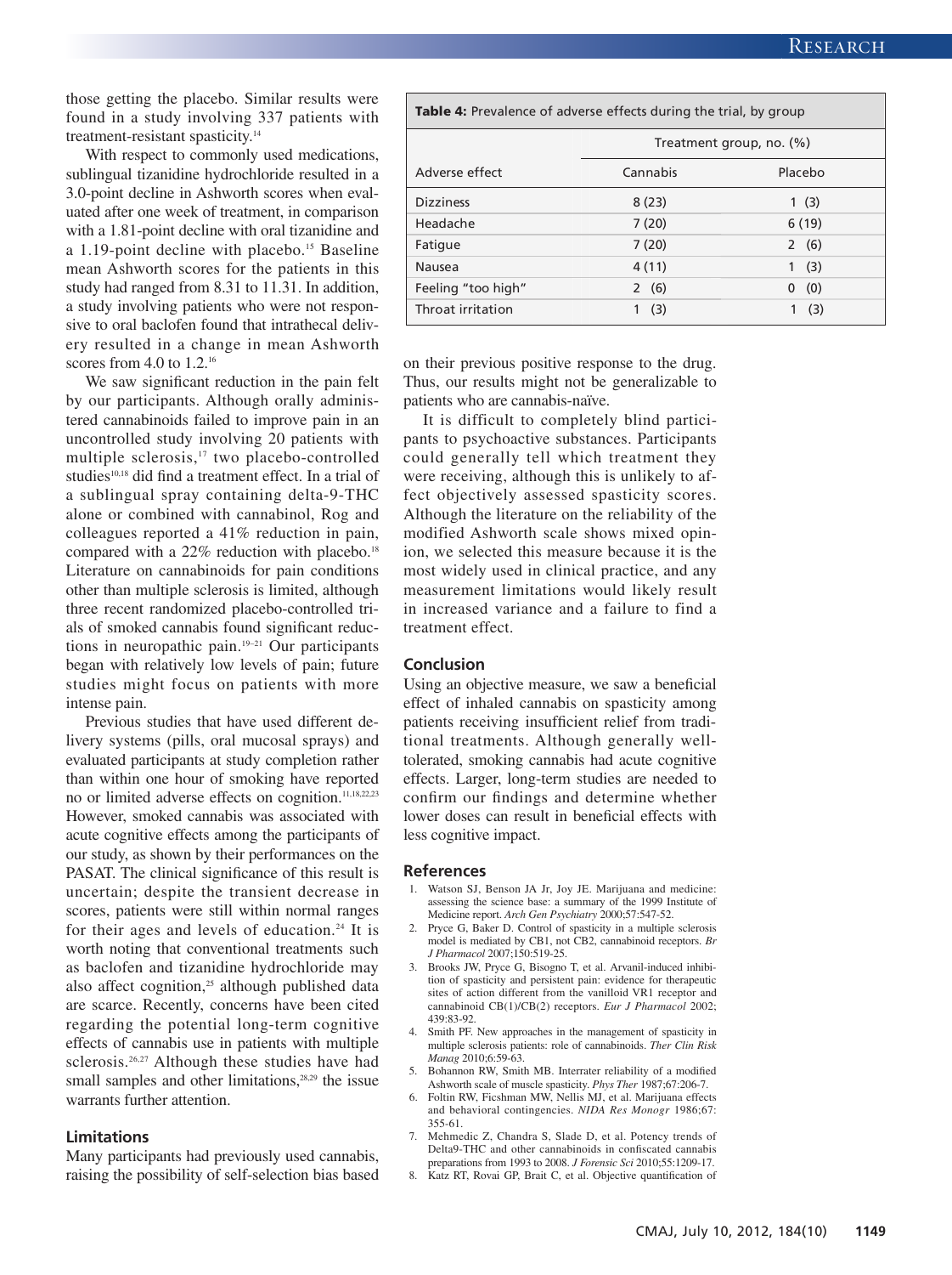those getting the placebo. Similar results were found in a study involving 337 patients with treatment-resistant spasticity.[14]

With respect to commonly used medications, sublingual tizanidine hydrochloride resulted in a 3.0-point decline in Ashworth scores when evaluated after one week of treatment, in comparison with a 1.81-point decline with oral tizanidine and a 1.19-point decline with placebo.[15] Baseline mean Ashworth scores for the patients in this study had ranged from 8.31 to 11.31. In addition, a study involving patients who were not responsive to oral baclofen found that intrathecal delivery resulted in a change in mean Ashworth scores from 4.0 to 1.2.[16]

We saw significant reduction in the pain felt by our participants. Although orally administered cannabinoids failed to improve pain in an uncontrolled study involving 20 patients with multiple sclerosis,[17] two placebo-controlled studies[10,18] did find a treatment effect. In a trial of a sublingual spray containing delta-9-THC alone or combined with cannabinol, Rog and colleagues reported a 41% reduction in pain, compared with a 22% reduction with placebo.[18] Literature on cannabinoids for pain conditions other than multiple sclerosis is limited, although three recent randomized placebo-controlled trials of smoked cannabis found significant reductions in neuropathic pain.[19–21] Our participants began with relatively low levels of pain; future studies might focus on patients with more intense pain.

Previous studies that have used different delivery systems (pills, oral mucosal sprays) and evaluated participants at study completion rather than within one hour of smoking have reported no or limited adverse effects on cognition.[11,18,22,23] However, smoked cannabis was associated with acute cognitive effects among the participants of our study, as shown by their performances on the PASAT. The clinical significance of this result is uncertain; despite the transient decrease in scores, patients were still within normal ranges for their ages and levels of education.[24] It is worth noting that conventional treatments such as baclofen and tizanidine hydrochloride may also affect cognition,[25] although published data are scarce. Recently, concerns have been cited regarding the potential long-term cognitive effects of cannabis use in patients with multiple sclerosis.[26,27] Although these studies have had small samples and other limitations,[28,29] the issue warrants further attention.

**Table 4:** Prevalence of adverse effects during the trial, by group

| Adverse effect | Treatment group, no. (%) | |
|---|---|---|
| | Cannabis | Placebo |
| Dizziness | 8 (23) | 1 (3) |
| Headache | 7 (20) | 6 (19) |
| Fatigue | 7 (20) | 2 (6) |
| Nausea | 4 (11) | 1 (3) |
| Feeling "too high" | 2 (6) | 0 (0) |
| Throat irritation | 1 (3) | 1 (3) |

### Limitations

Many participants had previously used cannabis, raising the possibility of self-selection bias based on their previous positive response to the drug. Thus, our results might not be generalizable to patients who are cannabis-naïve.

It is difficult to completely blind participants to psychoactive substances. Participants could generally tell which treatment they were receiving, although this is unlikely to affect objectively assessed spasticity scores. Although the literature on the reliability of the modified Ashworth scale shows mixed opinion, we selected this measure because it is the most widely used in clinical practice, and any measurement limitations would likely result in increased variance and a failure to find a treatment effect.

## Conclusion

Using an objective measure, we saw a beneficial effect of inhaled cannabis on spasticity among patients receiving insufficient relief from traditional treatments. Although generally well-tolerated, smoking cannabis had acute cognitive effects. Larger, long-term studies are needed to confirm our findings and determine whether lower doses can result in beneficial effects with less cognitive impact.

## References

1. Watson SJ, Benson JA Jr, Joy JE. Marijuana and medicine: assessing the science base: a summary of the 1999 Institute of Medicine report. *Arch Gen Psychiatry* 2000;57:547-52.
2. Pryce G, Baker D. Control of spasticity in a multiple sclerosis model is mediated by CB1, not CB2, cannabinoid receptors. *Br J Pharmacol* 2007;150:519-25.
3. Brooks JW, Pryce G, Bisogno T, et al. Arvanil-induced inhibition of spasticity and persistent pain: evidence for therapeutic sites of action different from the vanilloid VR1 receptor and cannabinoid CB(1)/CB(2) receptors. *Eur J Pharmacol* 2002; 439:83-92.
4. Smith PF. New approaches in the management of spasticity in multiple sclerosis patients: role of cannabinoids. *Ther Clin Risk Manag* 2010;6:59-63.
5. Bohannon RW, Smith MB. Interrater reliability of a modified Ashworth scale of muscle spasticity. *Phys Ther* 1987;67:206-7.
6. Foltin RW, Ficshman MW, Nellis MJ, et al. Marijuana effects and behavioral contingencies. *NIDA Res Monogr* 1986;67: 355-61.
7. Mehmedic Z, Chandra S, Slade D, et al. Potency trends of Delta9-THC and other cannabinoids in confiscated cannabis preparations from 1993 to 2008. *J Forensic Sci* 2010;55:1209-17.
8. Katz RT, Rovai GP, Brait C, et al. Objective quantification of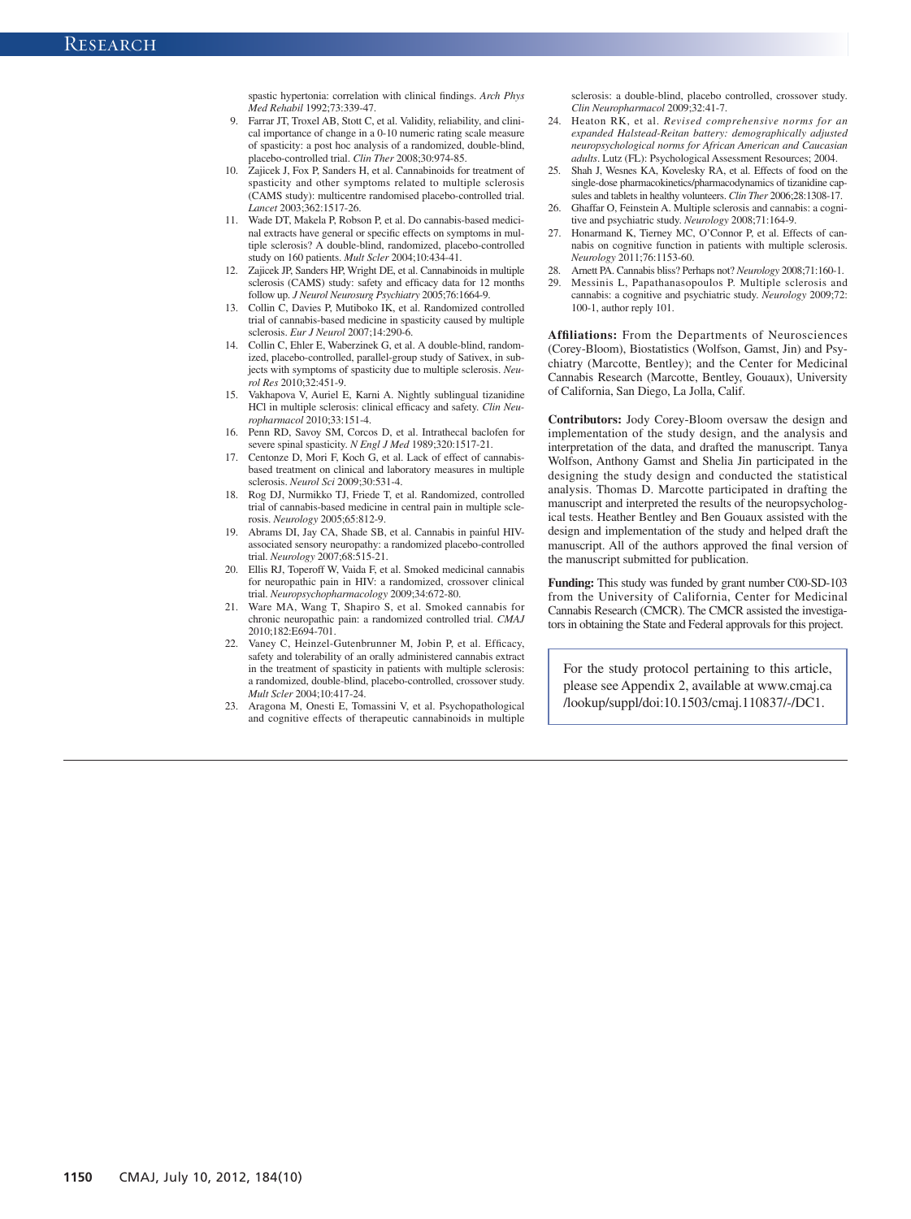spastic hypertonia: correlation with clinical findings. *Arch Phys Med Rehabil* 1992;73:339-47.

9. Farrar JT, Troxel AB, Stott C, et al. Validity, reliability, and clinical importance of change in a 0-10 numeric rating scale measure of spasticity: a post hoc analysis of a randomized, double-blind, placebo-controlled trial. *Clin Ther* 2008;30:974-85.
10. Zajicek J, Fox P, Sanders H, et al. Cannabinoids for treatment of spasticity and other symptoms related to multiple sclerosis (CAMS study): multicentre randomised placebo-controlled trial. *Lancet* 2003;362:1517-26.
11. Wade DT, Makela P, Robson P, et al. Do cannabis-based medicinal extracts have general or specific effects on symptoms in multiple sclerosis? A double-blind, randomized, placebo-controlled study on 160 patients. *Mult Scler* 2004;10:434-41.
12. Zajicek JP, Sanders HP, Wright DE, et al. Cannabinoids in multiple sclerosis (CAMS) study: safety and efficacy data for 12 months follow up. *J Neurol Neurosurg Psychiatry* 2005;76:1664-9.
13. Collin C, Davies P, Mutiboko IK, et al. Randomized controlled trial of cannabis-based medicine in spasticity caused by multiple sclerosis. *Eur J Neurol* 2007;14:290-6.
14. Collin C, Ehler E, Waberzinek G, et al. A double-blind, randomized, placebo-controlled, parallel-group study of Sativex, in subjects with symptoms of spasticity due to multiple sclerosis. *Neurol Res* 2010;32:451-9.
15. Vakhapova V, Auriel E, Karni A. Nightly sublingual tizanidine HCl in multiple sclerosis: clinical efficacy and safety. *Clin Neuropharmacol* 2010;33:151-4.
16. Penn RD, Savoy SM, Corcos D, et al. Intrathecal baclofen for severe spinal spasticity. *N Engl J Med* 1989;320:1517-21.
17. Centonze D, Mori F, Koch G, et al. Lack of effect of cannabis-based treatment on clinical and laboratory measures in multiple sclerosis. *Neurol Sci* 2009;30:531-4.
18. Rog DJ, Nurmikko TJ, Friede T, et al. Randomized, controlled trial of cannabis-based medicine in central pain in multiple sclerosis. *Neurology* 2005;65:812-9.
19. Abrams DI, Jay CA, Shade SB, et al. Cannabis in painful HIV-associated sensory neuropathy: a randomized placebo-controlled trial. *Neurology* 2007;68:515-21.
20. Ellis RJ, Toperoff W, Vaida F, et al. Smoked medicinal cannabis for neuropathic pain in HIV: a randomized, crossover clinical trial. *Neuropsychopharmacology* 2009;34:672-80.
21. Ware MA, Wang T, Shapiro S, et al. Smoked cannabis for chronic neuropathic pain: a randomized controlled trial. *CMAJ* 2010;182:E694-701.
22. Vaney C, Heinzel-Gutenbrunner M, Jobin P, et al. Efficacy, safety and tolerability of an orally administered cannabis extract in the treatment of spasticity in patients with multiple sclerosis: a randomized, double-blind, placebo-controlled, crossover study. *Mult Scler* 2004;10:417-24.
23. Aragona M, Onesti E, Tomassini V, et al. Psychopathological and cognitive effects of therapeutic cannabinoids in multiple sclerosis: a double-blind, placebo controlled, crossover study. *Clin Neuropharmacol* 2009;32:41-7.
24. Heaton RK, et al. *Revised comprehensive norms for an expanded Halstead-Reitan battery: demographically adjusted neuropsychological norms for African American and Caucasian adults*. Lutz (FL): Psychological Assessment Resources; 2004.
25. Shah J, Wesnes KA, Kovelesky RA, et al. Effects of food on the single-dose pharmacokinetics/pharmacodynamics of tizanidine capsules and tablets in healthy volunteers. *Clin Ther* 2006;28:1308-17.
26. Ghaffar O, Feinstein A. Multiple sclerosis and cannabis: a cognitive and psychiatric study. *Neurology* 2008;71:164-9.
27. Honarmand K, Tierney MC, O'Connor P, et al. Effects of cannabis on cognitive function in patients with multiple sclerosis. *Neurology* 2011;76:1153-60.
28. Arnett PA. Cannabis bliss? Perhaps not? *Neurology* 2008;71:160-1.
29. Messinis L, Papathanasopoulos P. Multiple sclerosis and cannabis: a cognitive and psychiatric study. *Neurology* 2009;72:100-1, author reply 101.

**Affiliations:** From the Departments of Neurosciences (Corey-Bloom), Biostatistics (Wolfson, Gamst, Jin) and Psychiatry (Marcotte, Bentley); and the Center for Medicinal Cannabis Research (Marcotte, Bentley, Gouaux), University of California, San Diego, La Jolla, Calif.

**Contributors:** Jody Corey-Bloom oversaw the design and implementation of the study design, and the analysis and interpretation of the data, and drafted the manuscript. Tanya Wolfson, Anthony Gamst and Shelia Jin participated in the designing the study design and conducted the statistical analysis. Thomas D. Marcotte participated in drafting the manuscript and interpreted the results of the neuropsychological tests. Heather Bentley and Ben Gouaux assisted with the design and implementation of the study and helped draft the manuscript. All of the authors approved the final version of the manuscript submitted for publication.

**Funding:** This study was funded by grant number C00-SD-103 from the University of California, Center for Medicinal Cannabis Research (CMCR). The CMCR assisted the investigators in obtaining the State and Federal approvals for this project.

For the study protocol pertaining to this article, please see Appendix 2, available at www.cmaj.ca/lookup/suppl/doi:10.1503/cmaj.110837/-/DC1.